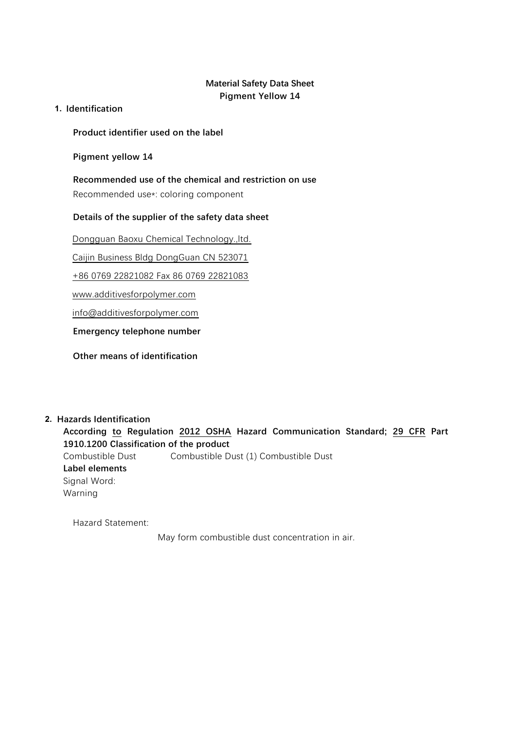# Material Safety Data Sheet
## Pigment Yellow 14

## 1. Identification

**Product identifier used on the label**

**Pigment yellow 14**

**Recommended use of the chemical and restriction on use**

Recommended use*: coloring component

**Details of the supplier of the safety data sheet**

Dongguan Baoxu Chemical Technology.,ltd.

Caijin Business Bldg DongGuan CN 523071

+86 0769 22821082 Fax 86 0769 22821083

www.additivesforpolymer.com

info@additivesforpolymer.com

**Emergency telephone number**

**Other means of identification**

## 2. Hazards Identification

**According to Regulation 2012 OSHA Hazard Communication Standard; 29 CFR Part 1910.1200 Classification of the product**

Combustible Dust Combustible Dust (1) Combustible Dust

**Label elements**

Signal Word:

Warning

Hazard Statement:

May form combustible dust concentration in air.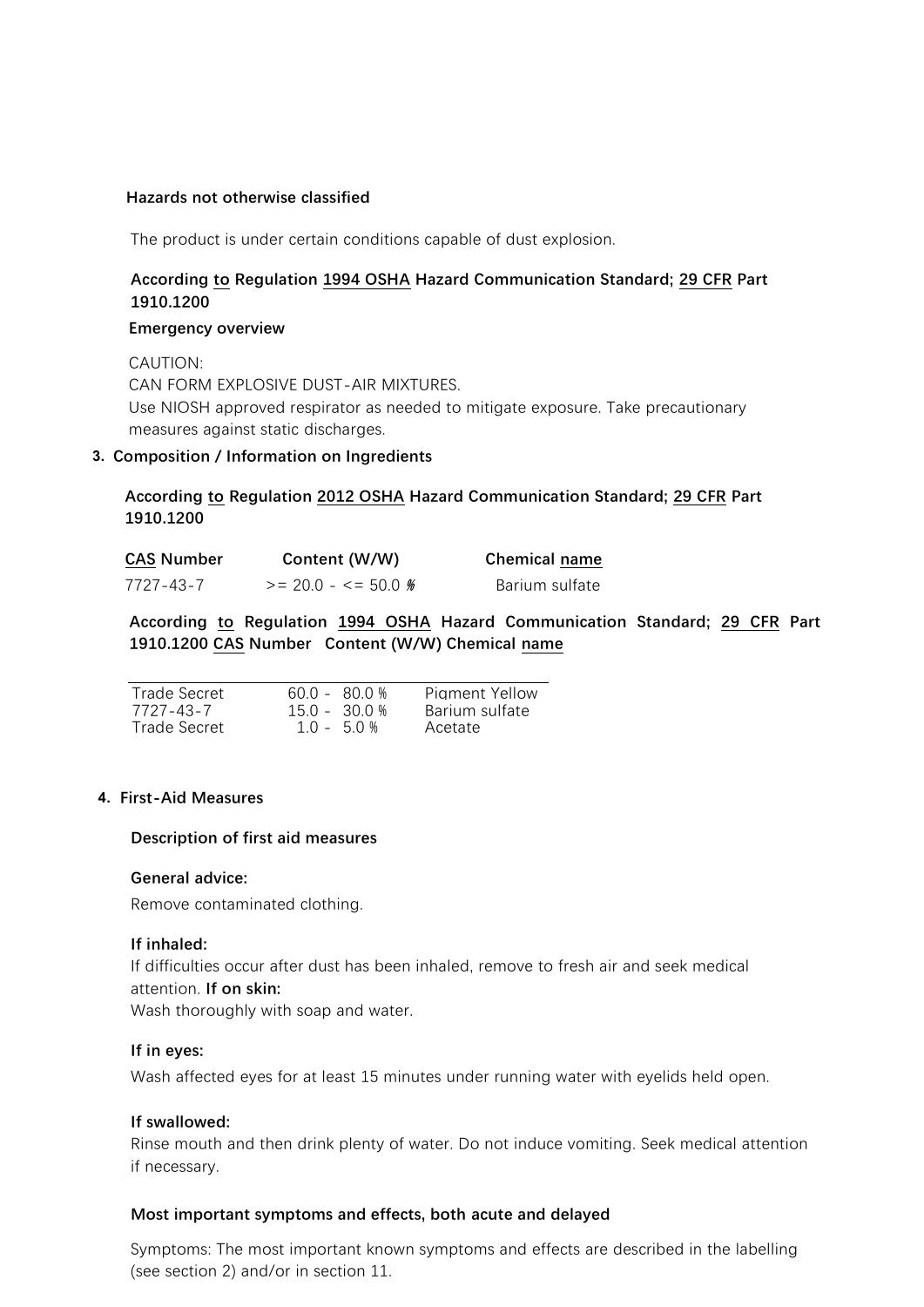### Hazards not otherwise classified

The product is under certain conditions capable of dust explosion.

### According to Regulation 1994 OSHA Hazard Communication Standard; 29 CFR Part 1910.1200

**Emergency overview**

CAUTION:
CAN FORM EXPLOSIVE DUST-AIR MIXTURES.
Use NIOSH approved respirator as needed to mitigate exposure. Take precautionary measures against static discharges.

## 3. Composition / Information on Ingredients

### According to Regulation 2012 OSHA Hazard Communication Standard; 29 CFR Part 1910.1200

| CAS Number | Content (W/W) | Chemical name |
|---|---|---|
| 7727-43-7 | >= 20.0 - <= 50.0 % | Barium sulfate |

### According to Regulation 1994 OSHA Hazard Communication Standard; 29 CFR Part 1910.1200

| CAS Number | Content (W/W) | Chemical name |
|---|---|---|
| Trade Secret | 60.0 - 80.0 % | Pigment Yellow |
| 7727-43-7 | 15.0 - 30.0 % | Barium sulfate |
| Trade Secret | 1.0 - 5.0 % | Acetate |

## 4. First-Aid Measures

### Description of first aid measures

**General advice:**

Remove contaminated clothing.

**If inhaled:**

If difficulties occur after dust has been inhaled, remove to fresh air and seek medical attention.

**If on skin:**

Wash thoroughly with soap and water.

**If in eyes:**

Wash affected eyes for at least 15 minutes under running water with eyelids held open.

**If swallowed:**

Rinse mouth and then drink plenty of water. Do not induce vomiting. Seek medical attention if necessary.

### Most important symptoms and effects, both acute and delayed

Symptoms: The most important known symptoms and effects are described in the labelling (see section 2) and/or in section 11.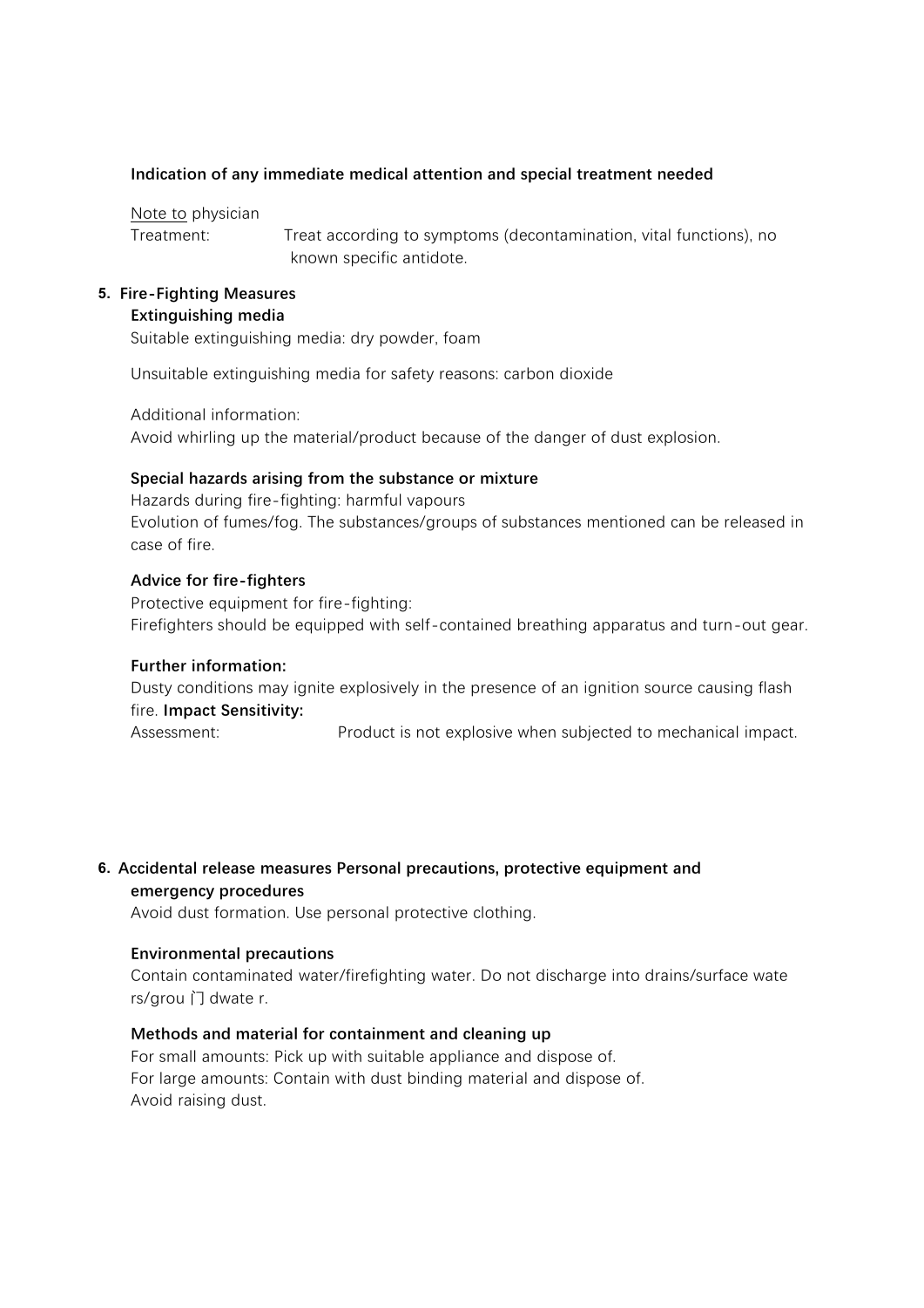**Indication of any immediate medical attention and special treatment needed**

Note to physician

Treatment: Treat according to symptoms (decontamination, vital functions), no known specific antidote.

## 5. Fire-Fighting Measures

**Extinguishing media**

Suitable extinguishing media: dry powder, foam

Unsuitable extinguishing media for safety reasons: carbon dioxide

Additional information:

Avoid whirling up the material/product because of the danger of dust explosion.

**Special hazards arising from the substance or mixture**

Hazards during fire-fighting: harmful vapours

Evolution of fumes/fog. The substances/groups of substances mentioned can be released in case of fire.

**Advice for fire-fighters**

Protective equipment for fire-fighting:

Firefighters should be equipped with self-contained breathing apparatus and turn-out gear.

**Further information:**

Dusty conditions may ignite explosively in the presence of an ignition source causing flash fire. **Impact Sensitivity:**

Assessment: Product is not explosive when subjected to mechanical impact.

## 6. Accidental release measures Personal precautions, protective equipment and emergency procedures

Avoid dust formation. Use personal protective clothing.

**Environmental precautions**

Contain contaminated water/firefighting water. Do not discharge into drains/surface wate rs/grou 门 dwate r.

**Methods and material for containment and cleaning up**

For small amounts: Pick up with suitable appliance and dispose of.

For large amounts: Contain with dust binding material and dispose of.

Avoid raising dust.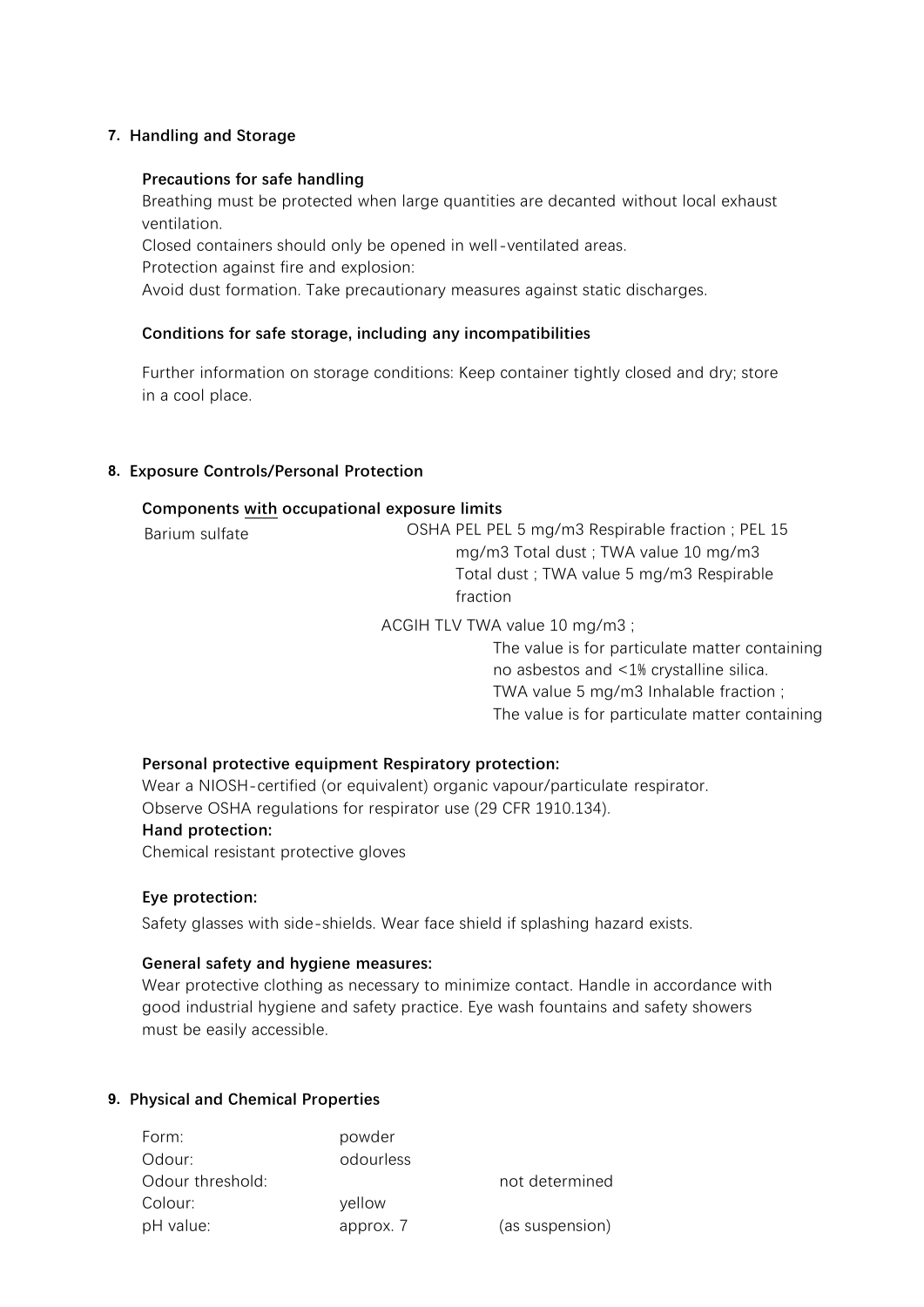## 7. Handling and Storage

### Precautions for safe handling

Breathing must be protected when large quantities are decanted without local exhaust ventilation.
Closed containers should only be opened in well-ventilated areas.
Protection against fire and explosion:
Avoid dust formation. Take precautionary measures against static discharges.

### Conditions for safe storage, including any incompatibilities

Further information on storage conditions: Keep container tightly closed and dry; store in a cool place.

## 8. Exposure Controls/Personal Protection

### Components with occupational exposure limits

| Component | Limits |
|---|---|
| Barium sulfate | OSHA PEL PEL 5 mg/m3 Respirable fraction ; PEL 15 mg/m3 Total dust ; TWA value 10 mg/m3 Total dust ; TWA value 5 mg/m3 Respirable fraction |
| | ACGIH TLV TWA value 10 mg/m3 ; The value is for particulate matter containing no asbestos and <1% crystalline silica. TWA value 5 mg/m3 Inhalable fraction ; The value is for particulate matter containing |

**Personal protective equipment Respiratory protection:**
Wear a NIOSH-certified (or equivalent) organic vapour/particulate respirator.
Observe OSHA regulations for respirator use (29 CFR 1910.134).

**Hand protection:**
Chemical resistant protective gloves

**Eye protection:**
Safety glasses with side-shields. Wear face shield if splashing hazard exists.

**General safety and hygiene measures:**
Wear protective clothing as necessary to minimize contact. Handle in accordance with good industrial hygiene and safety practice. Eye wash fountains and safety showers must be easily accessible.

## 9. Physical and Chemical Properties

| | | |
|---|---|---|
| Form: | powder | |
| Odour: | odourless | |
| Odour threshold: | | not determined |
| Colour: | yellow | |
| pH value: | approx. 7 | (as suspension) |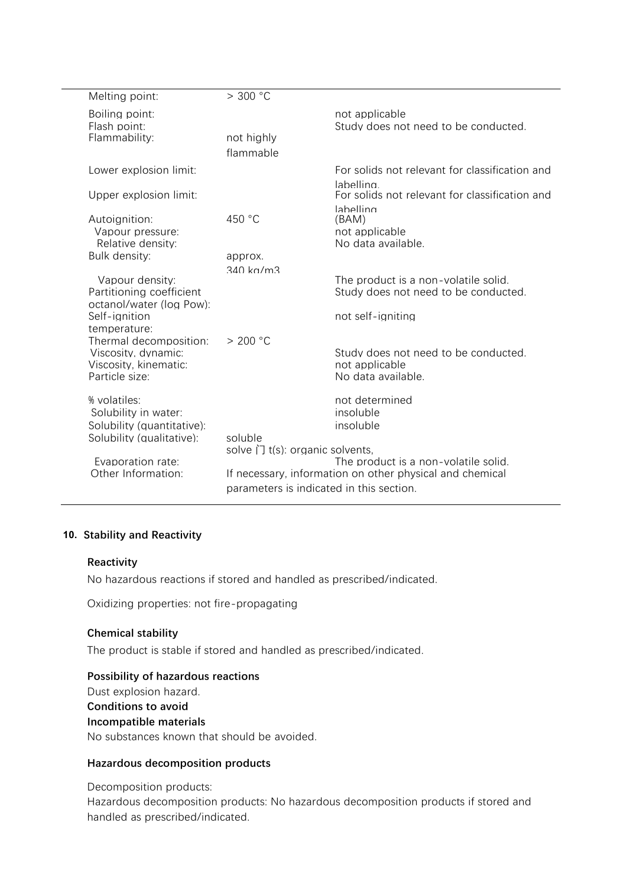| | | |
|---|---|---|
| Melting point: | > 300 °C | |
| Boiling point: | | not applicable |
| Flash point: | | Study does not need to be conducted. |
| Flammability: | not highly flammable | |
| Lower explosion limit: | | For solids not relevant for classification and labelling. |
| Upper explosion limit: | | For solids not relevant for classification and labelling |
| Autoignition: | 450 °C | (BAM) |
| Vapour pressure: | | not applicable |
| Relative density: | | No data available. |
| Bulk density: | approx. 340 kg/m3 | |
| Vapour density: | | The product is a non-volatile solid. |
| Partitioning coefficient octanol/water (log Pow): | | Study does not need to be conducted. |
| Self-ignition temperature: | | not self-igniting |
| Thermal decomposition: | > 200 °C | |
| Viscosity, dynamic: | | Study does not need to be conducted. |
| Viscosity, kinematic: | | not applicable |
| Particle size: | | No data available. |
| % volatiles: | | not determined |
| Solubility in water: | | insoluble |
| Solubility (quantitative): | | insoluble |
| Solubility (qualitative): | soluble solve 门 t(s): organic solvents, | |
| Evaporation rate: | | The product is a non-volatile solid. |
| Other Information: | If necessary, information on other physical and chemical parameters is indicated in this section. | |

## 10. Stability and Reactivity

### Reactivity

No hazardous reactions if stored and handled as prescribed/indicated.

Oxidizing properties: not fire-propagating

### Chemical stability

The product is stable if stored and handled as prescribed/indicated.

### Possibility of hazardous reactions

Dust explosion hazard.

### Conditions to avoid

### Incompatible materials

No substances known that should be avoided.

### Hazardous decomposition products

Decomposition products:

Hazardous decomposition products: No hazardous decomposition products if stored and handled as prescribed/indicated.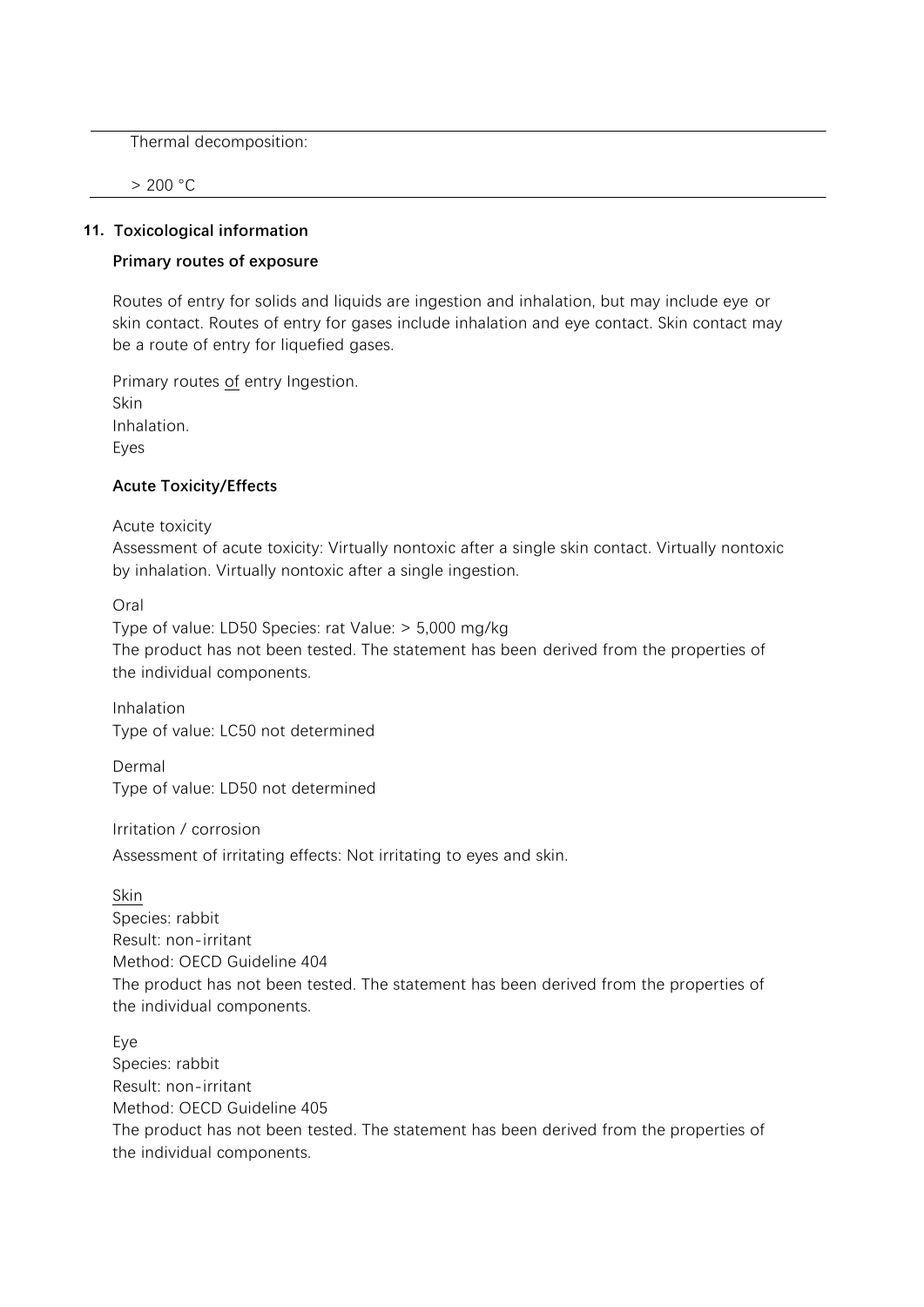| Thermal decomposition: |
|---|
| > 200 °C |

## 11. Toxicological information

### Primary routes of exposure

Routes of entry for solids and liquids are ingestion and inhalation, but may include eye or skin contact. Routes of entry for gases include inhalation and eye contact. Skin contact may be a route of entry for liquefied gases.

Primary routes of entry Ingestion.
Skin
Inhalation.
Eyes

### Acute Toxicity/Effects

Acute toxicity
Assessment of acute toxicity: Virtually nontoxic after a single skin contact. Virtually nontoxic by inhalation. Virtually nontoxic after a single ingestion.

Oral
Type of value: LD50 Species: rat Value: > 5,000 mg/kg
The product has not been tested. The statement has been derived from the properties of the individual components.

Inhalation
Type of value: LC50 not determined

Dermal
Type of value: LD50 not determined

Irritation / corrosion
Assessment of irritating effects: Not irritating to eyes and skin.

Skin
Species: rabbit
Result: non-irritant
Method: OECD Guideline 404
The product has not been tested. The statement has been derived from the properties of the individual components.

Eye
Species: rabbit
Result: non-irritant
Method: OECD Guideline 405
The product has not been tested. The statement has been derived from the properties of the individual components.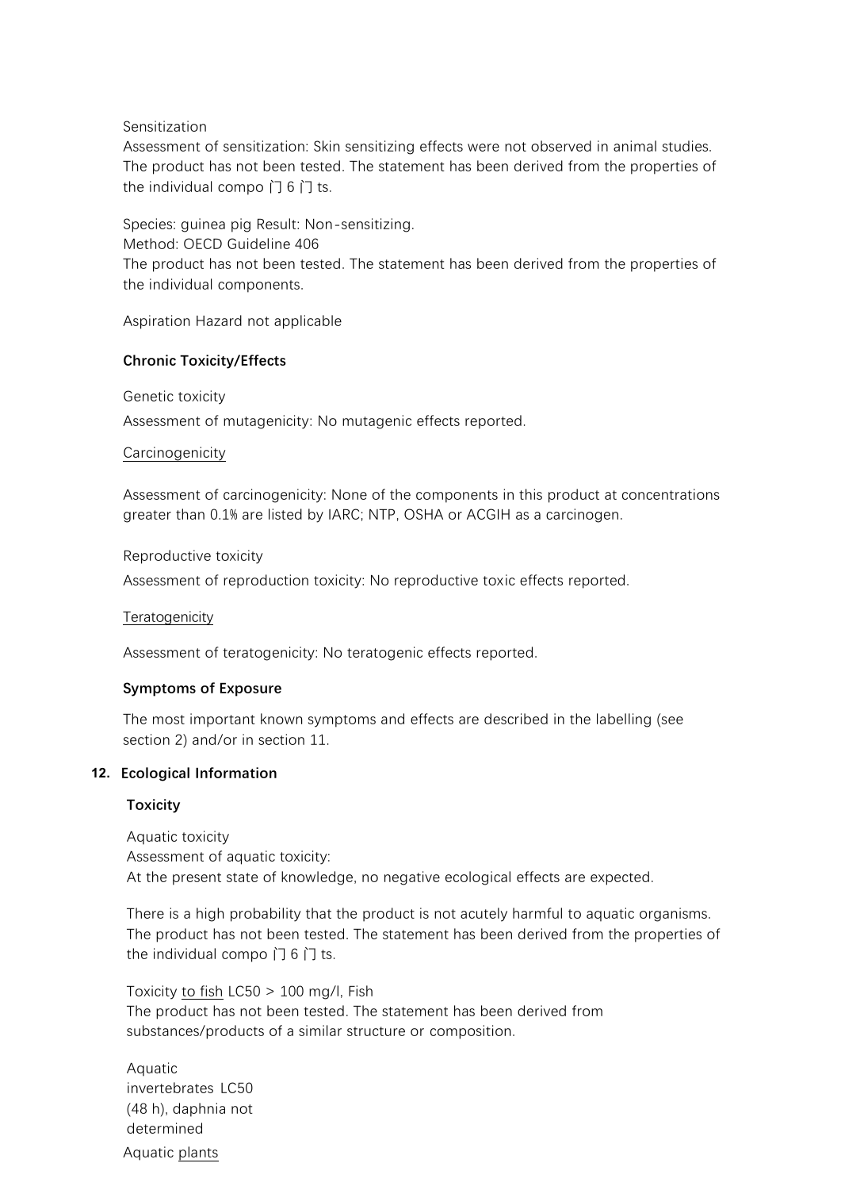Sensitization

Assessment of sensitization: Skin sensitizing effects were not observed in animal studies. The product has not been tested. The statement has been derived from the properties of the individual compo 冂 6 冂 ts.

Species: guinea pig Result: Non-sensitizing.
Method: OECD Guideline 406
The product has not been tested. The statement has been derived from the properties of the individual components.

Aspiration Hazard not applicable

**Chronic Toxicity/Effects**

Genetic toxicity

Assessment of mutagenicity: No mutagenic effects reported.

Carcinogenicity

Assessment of carcinogenicity: None of the components in this product at concentrations greater than 0.1% are listed by IARC; NTP, OSHA or ACGIH as a carcinogen.

Reproductive toxicity

Assessment of reproduction toxicity: No reproductive toxic effects reported.

Teratogenicity

Assessment of teratogenicity: No teratogenic effects reported.

**Symptoms of Exposure**

The most important known symptoms and effects are described in the labelling (see section 2) and/or in section 11.

## 12. Ecological Information

**Toxicity**

Aquatic toxicity
Assessment of aquatic toxicity:
At the present state of knowledge, no negative ecological effects are expected.

There is a high probability that the product is not acutely harmful to aquatic organisms. The product has not been tested. The statement has been derived from the properties of the individual compo 冂 6 冂 ts.

Toxicity to fish LC50 > 100 mg/l, Fish
The product has not been tested. The statement has been derived from substances/products of a similar structure or composition.

Aquatic invertebrates LC50 (48 h), daphnia not determined

Aquatic plants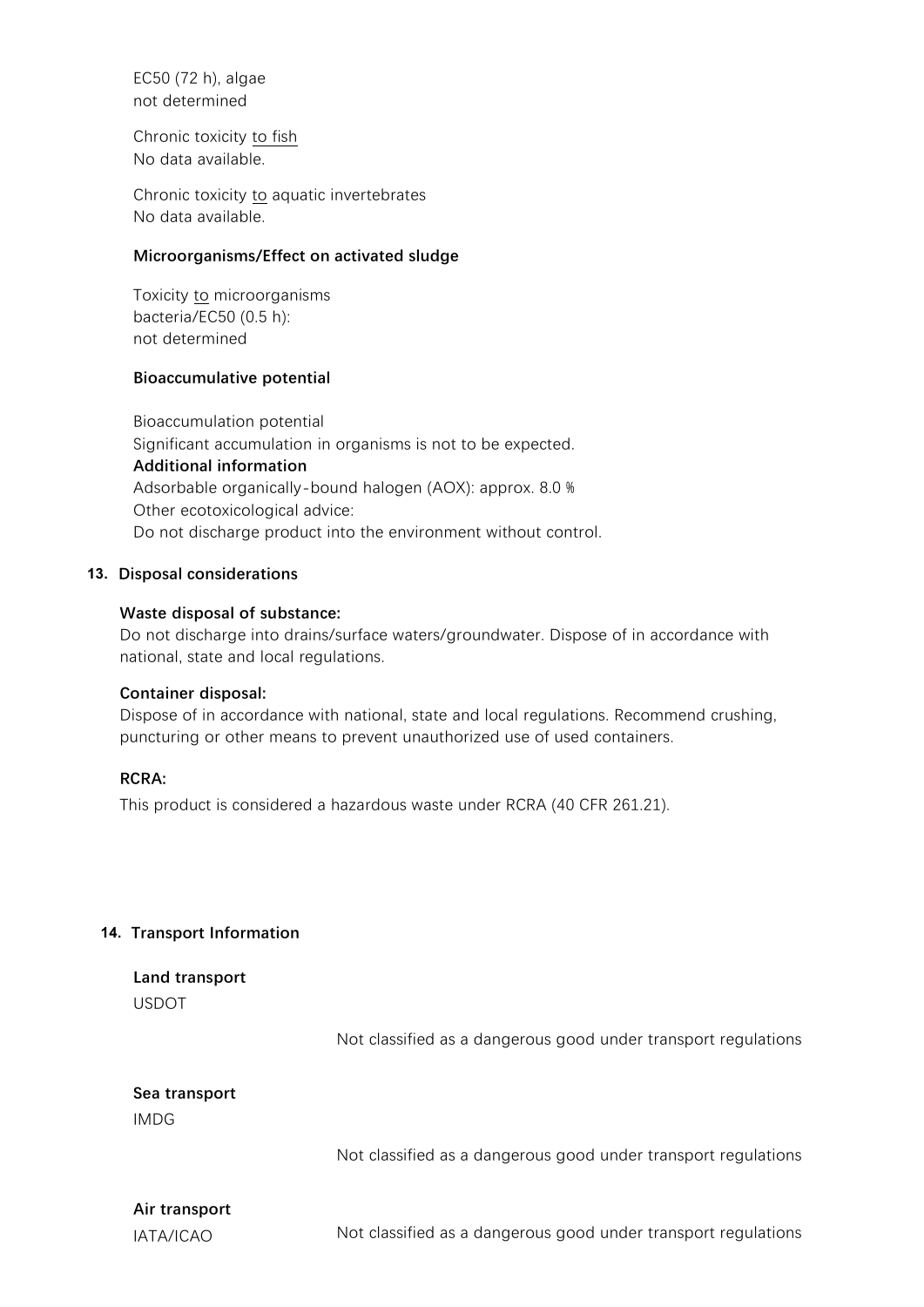EC50 (72 h), algae
not determined

Chronic toxicity to fish
No data available.

Chronic toxicity to aquatic invertebrates
No data available.

**Microorganisms/Effect on activated sludge**

Toxicity to microorganisms
bacteria/EC50 (0.5 h):
not determined

**Bioaccumulative potential**

Bioaccumulation potential
Significant accumulation in organisms is not to be expected.

**Additional information**

Adsorbable organically-bound halogen (AOX): approx. 8.0 %
Other ecotoxicological advice:
Do not discharge product into the environment without control.

## 13. Disposal considerations

**Waste disposal of substance:**
Do not discharge into drains/surface waters/groundwater. Dispose of in accordance with national, state and local regulations.

**Container disposal:**
Dispose of in accordance with national, state and local regulations. Recommend crushing, puncturing or other means to prevent unauthorized use of used containers.

**RCRA:**
This product is considered a hazardous waste under RCRA (40 CFR 261.21).

## 14. Transport Information

**Land transport**
USDOT

Not classified as a dangerous good under transport regulations

**Sea transport**
IMDG

Not classified as a dangerous good under transport regulations

**Air transport**
IATA/ICAO

Not classified as a dangerous good under transport regulations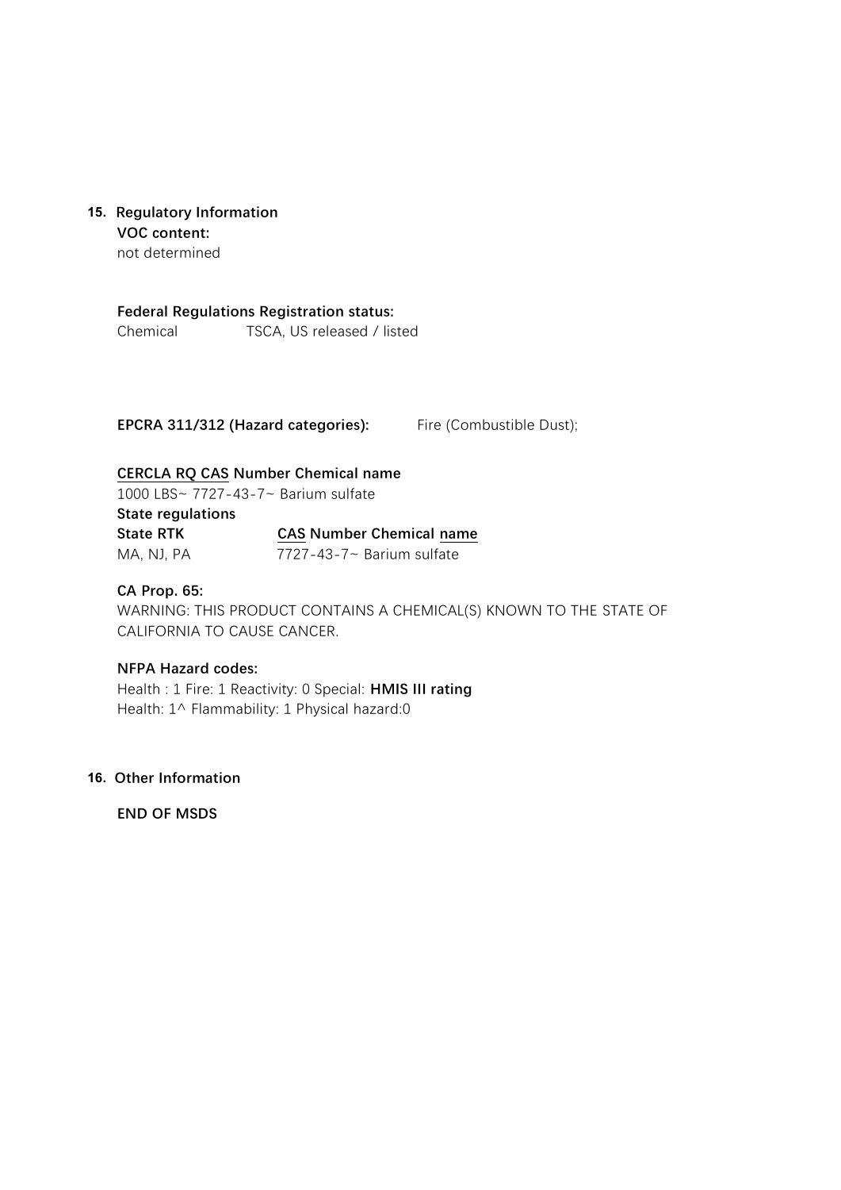## 15. Regulatory Information

**VOC content:**

not determined

**Federal Regulations Registration status:**

Chemical TSCA, US released / listed

**EPCRA 311/312 (Hazard categories):** Fire (Combustible Dust);

**CERCLA RQ CAS Number Chemical name**

1000 LBS~ 7727-43-7~ Barium sulfate

**State regulations**

| State RTK | CAS Number Chemical name |
|---|---|
| MA, NJ, PA | 7727-43-7~ Barium sulfate |

**CA Prop. 65:**

WARNING: THIS PRODUCT CONTAINS A CHEMICAL(S) KNOWN TO THE STATE OF CALIFORNIA TO CAUSE CANCER.

**NFPA Hazard codes:**

Health : 1 Fire: 1 Reactivity: 0 Special: **HMIS III rating**

Health: 1^ Flammability: 1 Physical hazard:0

## 16. Other Information

**END OF MSDS**